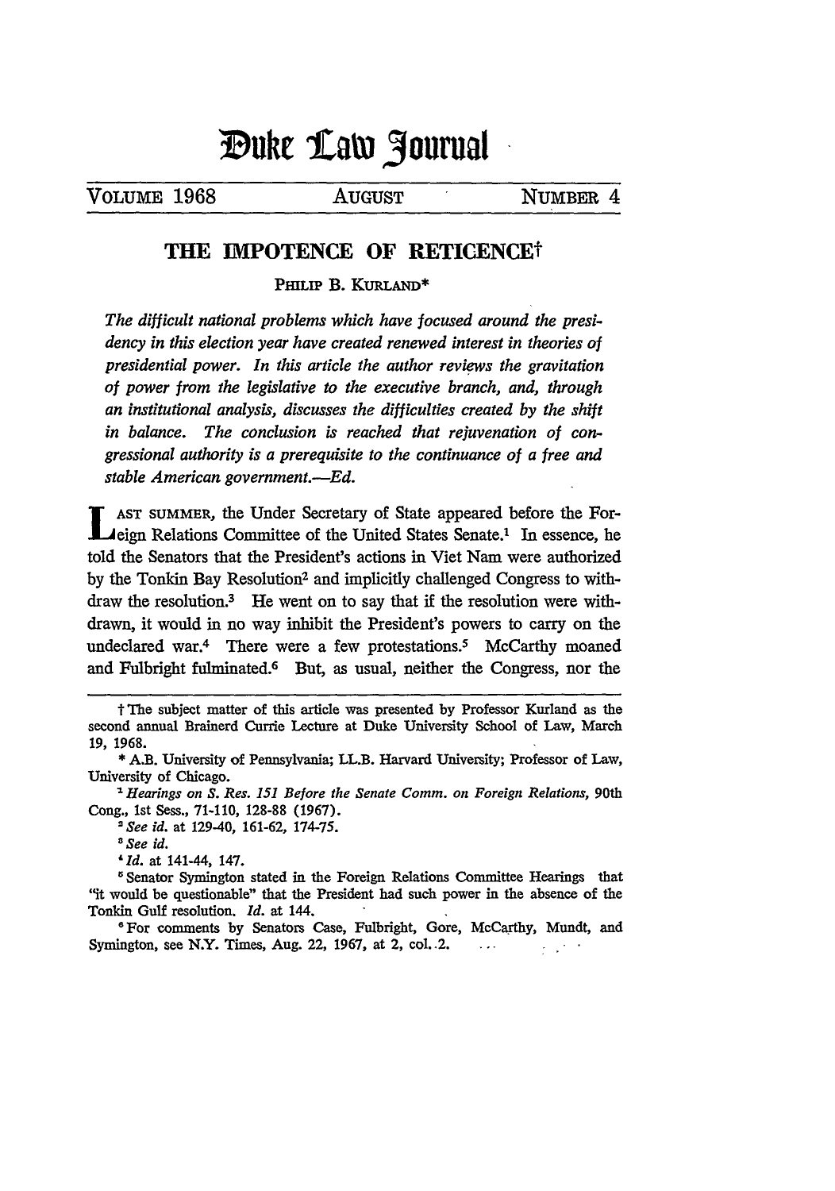# Duke Law Journal

VOLUME 1968 | AUGUST | NUMBER 4

## THE IMPOTENCE OF RETICENCE†

PHILIP B. KURLAND*

*The difficult national problems which have focused around the presidency in this election year have created renewed interest in theories of presidential power. In this article the author reviews the gravitation of power from the legislative to the executive branch, and, through an institutional analysis, discusses the difficulties created by the shift in balance. The conclusion is reached that rejuvenation of congressional authority is a prerequisite to the continuance of a free and stable American government.—Ed.*

LAST SUMMER, the Under Secretary of State appeared before the Foreign Relations Committee of the United States Senate.[1] In essence, he told the Senators that the President's actions in Viet Nam were authorized by the Tonkin Bay Resolution[2] and implicitly challenged Congress to withdraw the resolution.[3] He went on to say that if the resolution were withdrawn, it would in no way inhibit the President's powers to carry on the undeclared war.[4] There were a few protestations.[5] McCarthy moaned and Fulbright fulminated.[6] But, as usual, neither the Congress, nor the

---

† The subject matter of this article was presented by Professor Kurland as the second annual Brainerd Currie Lecture at Duke University School of Law, March 19, 1968.

\* A.B. University of Pennsylvania; LL.B. Harvard University; Professor of Law, University of Chicago.

[1] *Hearings on S. Res. 151 Before the Senate Comm. on Foreign Relations*, 90th Cong., 1st Sess., 71-110, 128-88 (1967).

[2] *See id.* at 129-40, 161-62, 174-75.

[3] *See id.*

[4] *Id.* at 141-44, 147.

[5] Senator Symington stated in the Foreign Relations Committee Hearings that "it would be questionable" that the President had such power in the absence of the Tonkin Gulf resolution. *Id.* at 144.

[6] For comments by Senators Case, Fulbright, Gore, McCarthy, Mundt, and Symington, see N.Y. Times, Aug. 22, 1967, at 2, col. 2.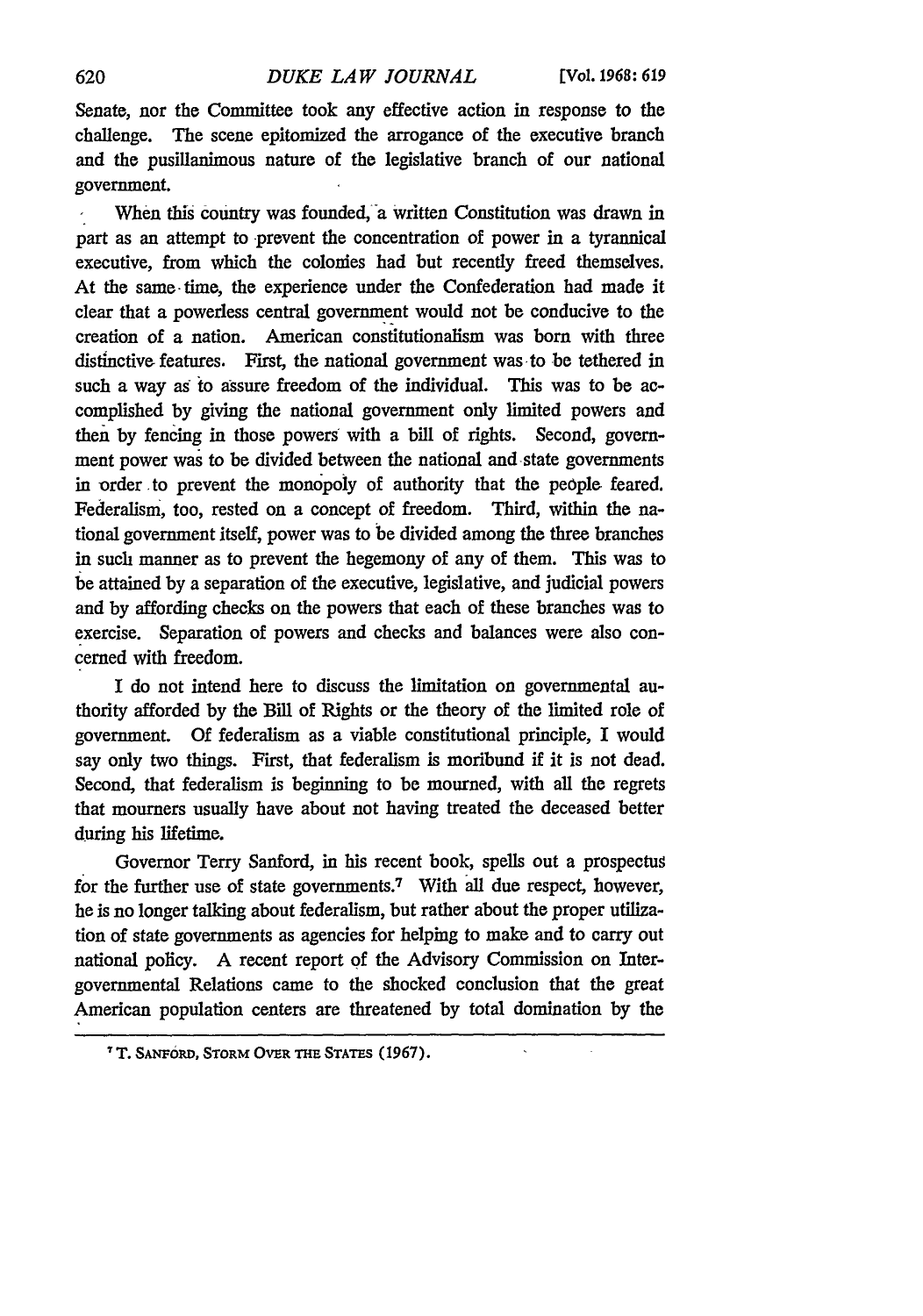Senate, nor the Committee took any effective action in response to the challenge. The scene epitomized the arrogance of the executive branch and the pusillanimous nature of the legislative branch of our national government.

When this country was founded, a written Constitution was drawn in part as an attempt to prevent the concentration of power in a tyrannical executive, from which the colonies had but recently freed themselves. At the same time, the experience under the Confederation had made it clear that a powerless central government would not be conducive to the creation of a nation. American constitutionalism was born with three distinctive features. First, the national government was to be tethered in such a way as to assure freedom of the individual. This was to be accomplished by giving the national government only limited powers and then by fencing in those powers with a bill of rights. Second, government power was to be divided between the national and state governments in order to prevent the monopoly of authority that the people feared. Federalism, too, rested on a concept of freedom. Third, within the national government itself, power was to be divided among the three branches in such manner as to prevent the hegemony of any of them. This was to be attained by a separation of the executive, legislative, and judicial powers and by affording checks on the powers that each of these branches was to exercise. Separation of powers and checks and balances were also concerned with freedom.

I do not intend here to discuss the limitation on governmental authority afforded by the Bill of Rights or the theory of the limited role of government. Of federalism as a viable constitutional principle, I would say only two things. First, that federalism is moribund if it is not dead. Second, that federalism is beginning to be mourned, with all the regrets that mourners usually have about not having treated the deceased better during his lifetime.

Governor Terry Sanford, in his recent book, spells out a prospectus for the further use of state governments.[7] With all due respect, however, he is no longer talking about federalism, but rather about the proper utilization of state governments as agencies for helping to make and to carry out national policy. A recent report of the Advisory Commission on Intergovernmental Relations came to the shocked conclusion that the great American population centers are threatened by total domination by the

[7] T. SANFORD, STORM OVER THE STATES (1967).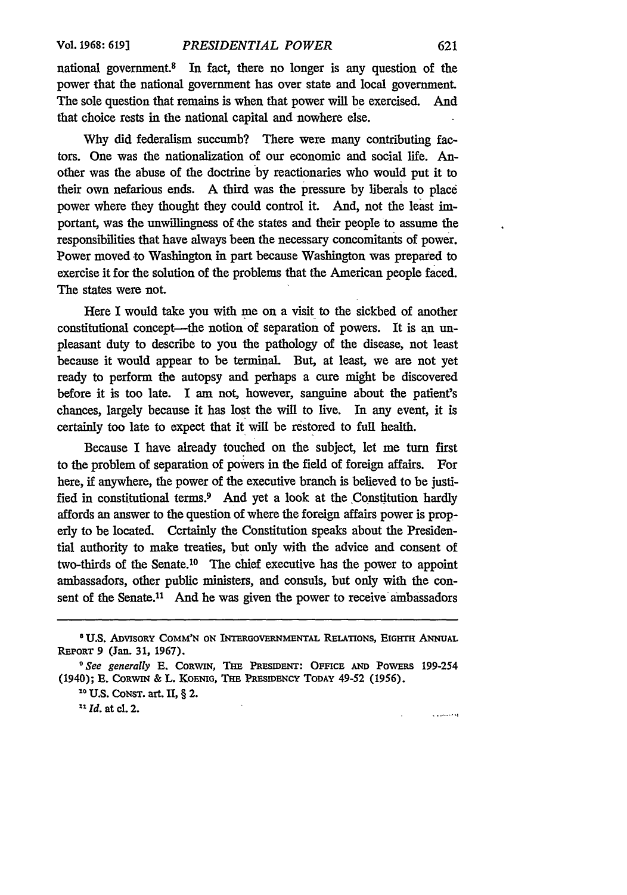national government.[8] In fact, there no longer is any question of the power that the national government has over state and local government. The sole question that remains is when that power will be exercised. And that choice rests in the national capital and nowhere else.

Why did federalism succumb? There were many contributing factors. One was the nationalization of our economic and social life. Another was the abuse of the doctrine by reactionaries who would put it to their own nefarious ends. A third was the pressure by liberals to place power where they thought they could control it. And, not the least important, was the unwillingness of the states and their people to assume the responsibilities that have always been the necessary concomitants of power. Power moved to Washington in part because Washington was prepared to exercise it for the solution of the problems that the American people faced. The states were not.

Here I would take you with me on a visit to the sickbed of another constitutional concept—the notion of separation of powers. It is an unpleasant duty to describe to you the pathology of the disease, not least because it would appear to be terminal. But, at least, we are not yet ready to perform the autopsy and perhaps a cure might be discovered before it is too late. I am not, however, sanguine about the patient's chances, largely because it has lost the will to live. In any event, it is certainly too late to expect that it will be restored to full health.

Because I have already touched on the subject, let me turn first to the problem of separation of powers in the field of foreign affairs. For here, if anywhere, the power of the executive branch is believed to be justified in constitutional terms.[9] And yet a look at the Constitution hardly affords an answer to the question of where the foreign affairs power is properly to be located. Certainly the Constitution speaks about the Presidential authority to make treaties, but only with the advice and consent of two-thirds of the Senate.[10] The chief executive has the power to appoint ambassadors, other public ministers, and consuls, but only with the consent of the Senate.[11] And he was given the power to receive ambassadors

---

[8] U.S. ADVISORY COMM'N ON INTERGOVERNMENTAL RELATIONS, EIGHTH ANNUAL REPORT 9 (Jan. 31, 1967).

[9] *See generally* E. CORWIN, THE PRESIDENT: OFFICE AND POWERS 199-254 (1940); E. CORWIN & L. KOENIG, THE PRESIDENCY TODAY 49-52 (1956).

[10] U.S. CONST. art. II, § 2.

[11] *Id.* at cl. 2.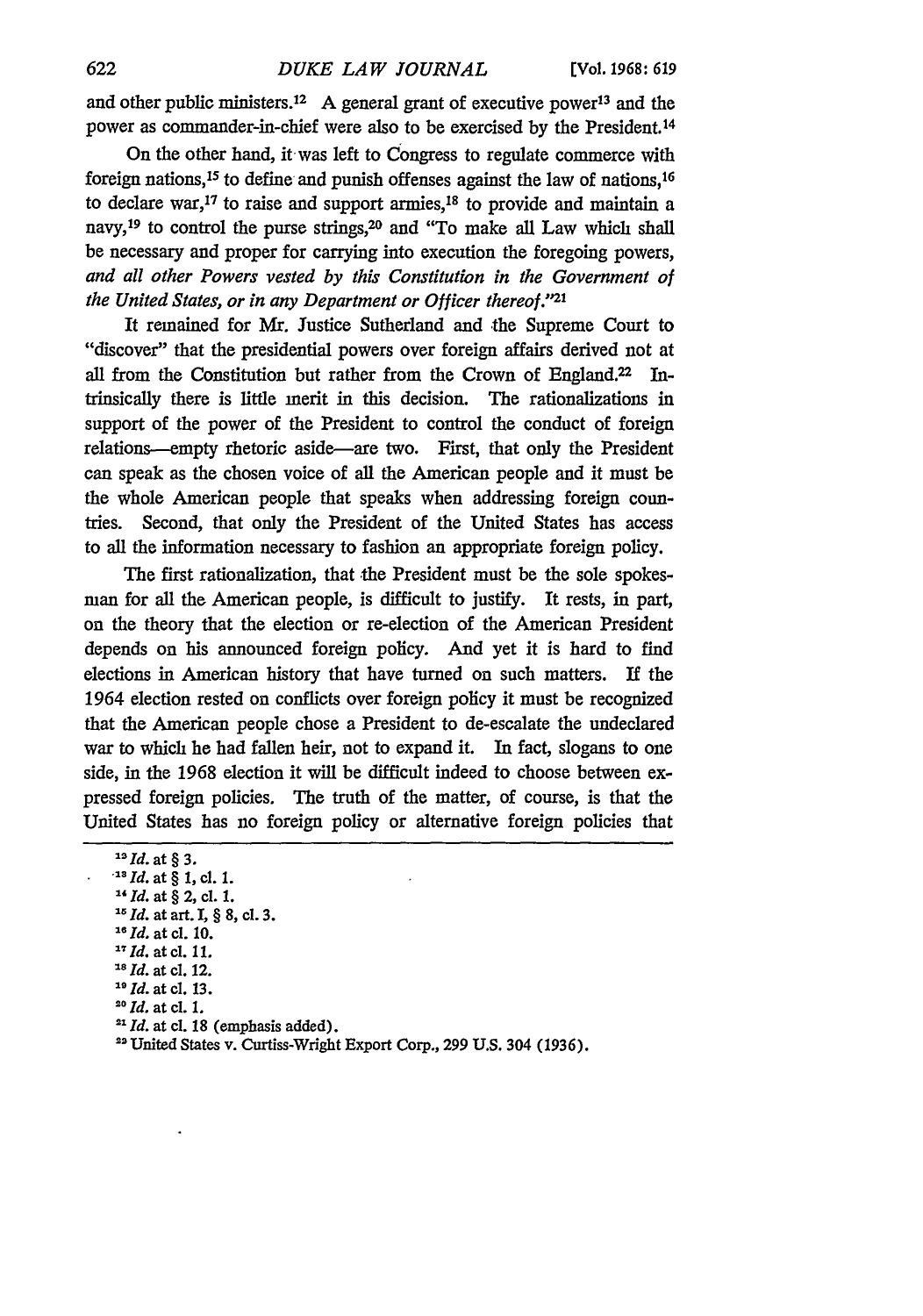and other public ministers.[12] A general grant of executive power[13] and the power as commander-in-chief were also to be exercised by the President.[14]

On the other hand, it was left to Congress to regulate commerce with foreign nations,[15] to define and punish offenses against the law of nations,[16] to declare war,[17] to raise and support armies,[18] to provide and maintain a navy,[19] to control the purse strings,[20] and "To make all Law which shall be necessary and proper for carrying into execution the foregoing powers, *and all other Powers vested by this Constitution in the Government of the United States, or in any Department or Officer thereof.*"[21]

It remained for Mr. Justice Sutherland and the Supreme Court to "discover" that the presidential powers over foreign affairs derived not at all from the Constitution but rather from the Crown of England.[22] Intrinsically there is little merit in this decision. The rationalizations in support of the power of the President to control the conduct of foreign relations—empty rhetoric aside—are two. First, that only the President can speak as the chosen voice of all the American people and it must be the whole American people that speaks when addressing foreign countries. Second, that only the President of the United States has access to all the information necessary to fashion an appropriate foreign policy.

The first rationalization, that the President must be the sole spokesman for all the American people, is difficult to justify. It rests, in part, on the theory that the election or re-election of the American President depends on his announced foreign policy. And yet it is hard to find elections in American history that have turned on such matters. If the 1964 election rested on conflicts over foreign policy it must be recognized that the American people chose a President to de-escalate the undeclared war to which he had fallen heir, not to expand it. In fact, slogans to one side, in the 1968 election it will be difficult indeed to choose between expressed foreign policies. The truth of the matter, of course, is that the United States has no foreign policy or alternative foreign policies that

---

[12] *Id.* at § 3.
[13] *Id.* at § 1, cl. 1.
[14] *Id.* at § 2, cl. 1.
[15] *Id.* at art. I, § 8, cl. 3.
[16] *Id.* at cl. 10.
[17] *Id.* at cl. 11.
[18] *Id.* at cl. 12.
[19] *Id.* at cl. 13.
[20] *Id.* at cl. 1.
[21] *Id.* at cl. 18 (emphasis added).
[22] United States v. Curtiss-Wright Export Corp., 299 U.S. 304 (1936).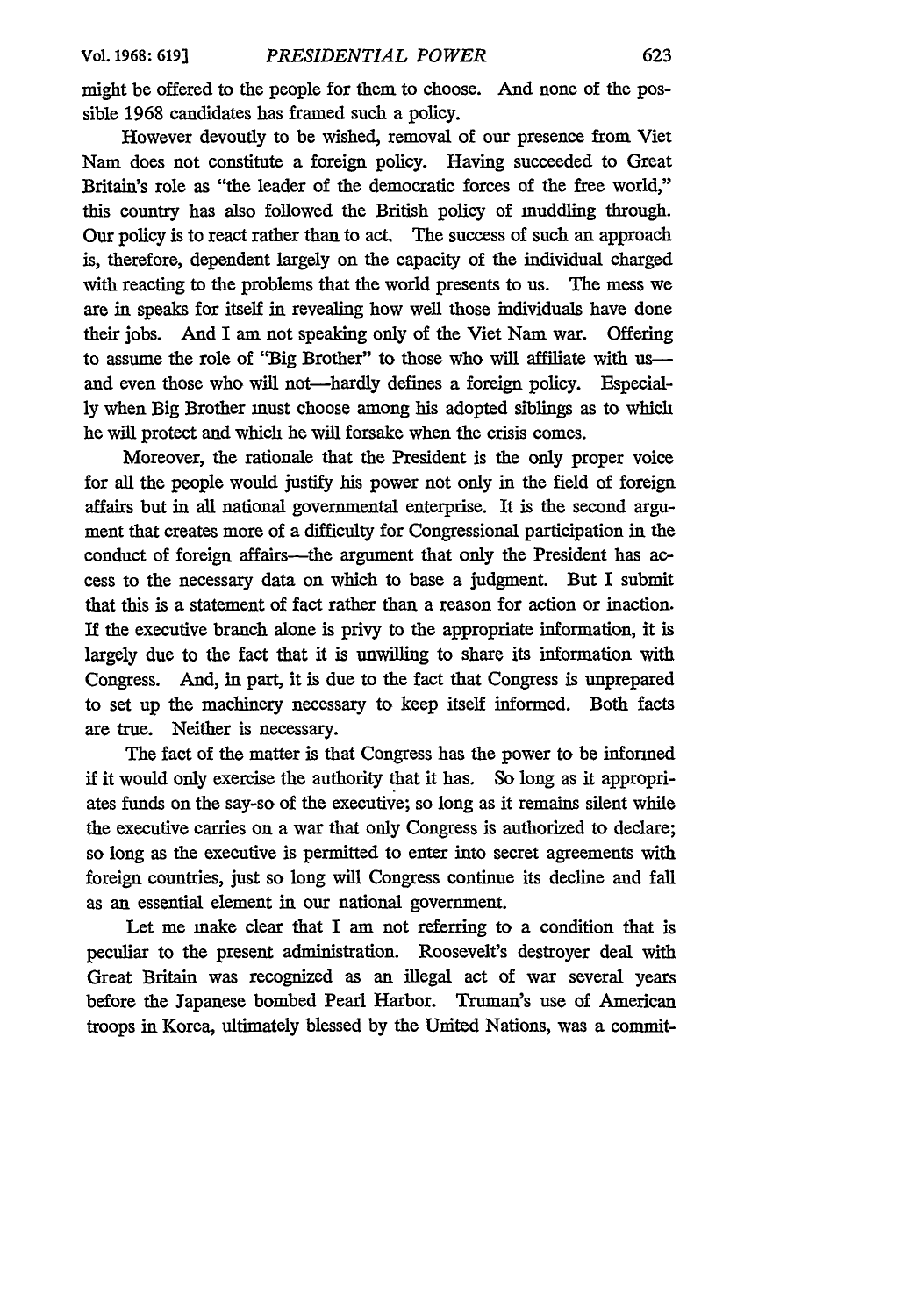might be offered to the people for them to choose. And none of the possible 1968 candidates has framed such a policy.

However devoutly to be wished, removal of our presence from Viet Nam does not constitute a foreign policy. Having succeeded to Great Britain's role as "the leader of the democratic forces of the free world," this country has also followed the British policy of muddling through. Our policy is to react rather than to act. The success of such an approach is, therefore, dependent largely on the capacity of the individual charged with reacting to the problems that the world presents to us. The mess we are in speaks for itself in revealing how well those individuals have done their jobs. And I am not speaking only of the Viet Nam war. Offering to assume the role of "Big Brother" to those who will affiliate with us—and even those who will not—hardly defines a foreign policy. Especially when Big Brother must choose among his adopted siblings as to which he will protect and which he will forsake when the crisis comes.

Moreover, the rationale that the President is the only proper voice for all the people would justify his power not only in the field of foreign affairs but in all national governmental enterprise. It is the second argument that creates more of a difficulty for Congressional participation in the conduct of foreign affairs—the argument that only the President has access to the necessary data on which to base a judgment. But I submit that this is a statement of fact rather than a reason for action or inaction. If the executive branch alone is privy to the appropriate information, it is largely due to the fact that it is unwilling to share its information with Congress. And, in part, it is due to the fact that Congress is unprepared to set up the machinery necessary to keep itself informed. Both facts are true. Neither is necessary.

The fact of the matter is that Congress has the power to be informed if it would only exercise the authority that it has. So long as it appropriates funds on the say-so of the executive; so long as it remains silent while the executive carries on a war that only Congress is authorized to declare; so long as the executive is permitted to enter into secret agreements with foreign countries, just so long will Congress continue its decline and fall as an essential element in our national government.

Let me make clear that I am not referring to a condition that is peculiar to the present administration. Roosevelt's destroyer deal with Great Britain was recognized as an illegal act of war several years before the Japanese bombed Pearl Harbor. Truman's use of American troops in Korea, ultimately blessed by the United Nations, was a commit-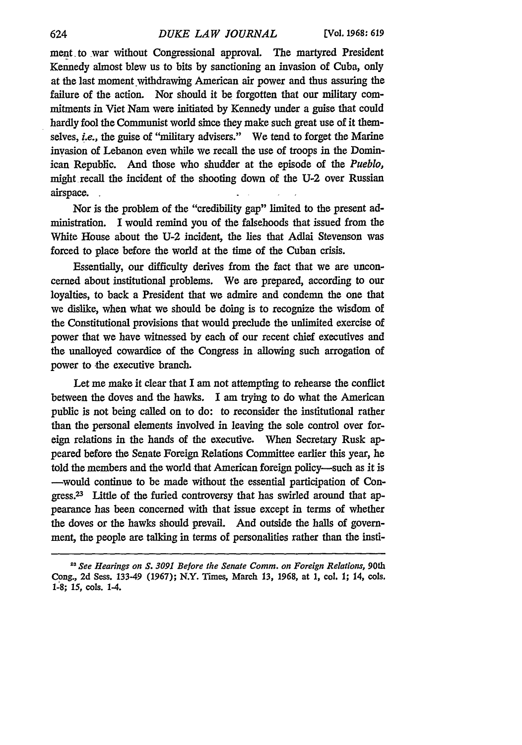ment to war without Congressional approval. The martyred President Kennedy almost blew us to bits by sanctioning an invasion of Cuba, only at the last moment withdrawing American air power and thus assuring the failure of the action. Nor should it be forgotten that our military commitments in Viet Nam were initiated by Kennedy under a guise that could hardly fool the Communist world since they make such great use of it themselves, *i.e.*, the guise of "military advisers." We tend to forget the Marine invasion of Lebanon even while we recall the use of troops in the Dominican Republic. And those who shudder at the episode of the *Pueblo*, might recall the incident of the shooting down of the U-2 over Russian airspace.

Nor is the problem of the "credibility gap" limited to the present administration. I would remind you of the falsehoods that issued from the White House about the U-2 incident, the lies that Adlai Stevenson was forced to place before the world at the time of the Cuban crisis.

Essentially, our difficulty derives from the fact that we are unconcerned about institutional problems. We are prepared, according to our loyalties, to back a President that we admire and condemn the one that we dislike, when what we should be doing is to recognize the wisdom of the Constitutional provisions that would preclude the unlimited exercise of power that we have witnessed by each of our recent chief executives and the unalloyed cowardice of the Congress in allowing such arrogation of power to the executive branch.

Let me make it clear that I am not attempting to rehearse the conflict between the doves and the hawks. I am trying to do what the American public is not being called on to do: to reconsider the institutional rather than the personal elements involved in leaving the sole control over foreign relations in the hands of the executive. When Secretary Rusk appeared before the Senate Foreign Relations Committee earlier this year, he told the members and the world that American foreign policy—such as it is—would continue to be made without the essential participation of Congress.[23] Little of the furied controversy that has swirled around that appearance has been concerned with that issue except in terms of whether the doves or the hawks should prevail. And outside the halls of government, the people are talking in terms of personalities rather than the insti-

---

[23] *See Hearings on S. 3091 Before the Senate Comm. on Foreign Relations*, 90th Cong., 2d Sess. 133-49 (1967); N.Y. Times, March 13, 1968, at 1, col. 1; 14, cols. 1-8; 15, cols. 1-4.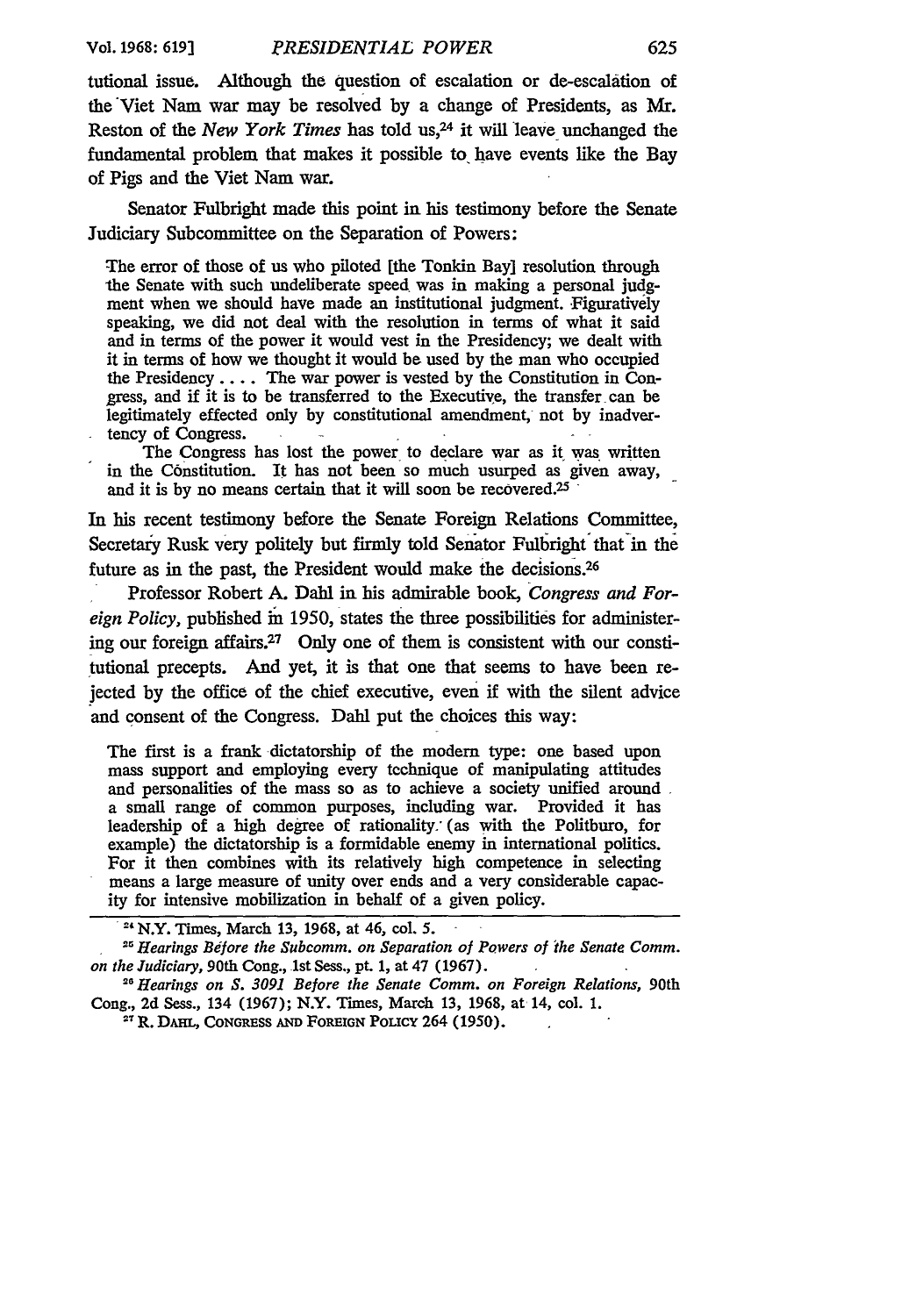tutional issue. Although the question of escalation or de-escalation of the Viet Nam war may be resolved by a change of Presidents, as Mr. Reston of the *New York Times* has told us,[24] it will leave unchanged the fundamental problem that makes it possible to have events like the Bay of Pigs and the Viet Nam war.

Senator Fulbright made this point in his testimony before the Senate Judiciary Subcommittee on the Separation of Powers:

> The error of those of us who piloted [the Tonkin Bay] resolution through the Senate with such undeliberate speed was in making a personal judgment when we should have made an institutional judgment. Figuratively speaking, we did not deal with the resolution in terms of what it said and in terms of the power it would vest in the Presidency; we dealt with it in terms of how we thought it would be used by the man who occupied the Presidency . . . . The war power is vested by the Constitution in Congress, and if it is to be transferred to the Executive, the transfer can be legitimately effected only by constitutional amendment, not by inadvertency of Congress.
>
> The Congress has lost the power to declare war as it was written in the Constitution. It has not been so much usurped as given away, and it is by no means certain that it will soon be recovered.[25]

In his recent testimony before the Senate Foreign Relations Committee, Secretary Rusk very politely but firmly told Senator Fulbright that in the future as in the past, the President would make the decisions.[26]

Professor Robert A. Dahl in his admirable book, *Congress and Foreign Policy*, published in 1950, states the three possibilities for administering our foreign affairs.[27] Only one of them is consistent with our constitutional precepts. And yet, it is that one that seems to have been rejected by the office of the chief executive, even if with the silent advice and consent of the Congress. Dahl put the choices this way:

> The first is a frank dictatorship of the modern type: one based upon mass support and employing every technique of manipulating attitudes and personalities of the mass so as to achieve a society unified around a small range of common purposes, including war. Provided it has leadership of a high degree of rationality (as with the Politburo, for example) the dictatorship is a formidable enemy in international politics. For it then combines with its relatively high competence in selecting means a large measure of unity over ends and a very considerable capacity for intensive mobilization in behalf of a given policy.

---

[24] N.Y. Times, March 13, 1968, at 46, col. 5.

[25] *Hearings Before the Subcomm. on Separation of Powers of the Senate Comm. on the Judiciary*, 90th Cong., 1st Sess., pt. 1, at 47 (1967).

[26] *Hearings on S. 3091 Before the Senate Comm. on Foreign Relations*, 90th Cong., 2d Sess., 134 (1967); N.Y. Times, March 13, 1968, at 14, col. 1.

[27] R. DAHL, CONGRESS AND FOREIGN POLICY 264 (1950).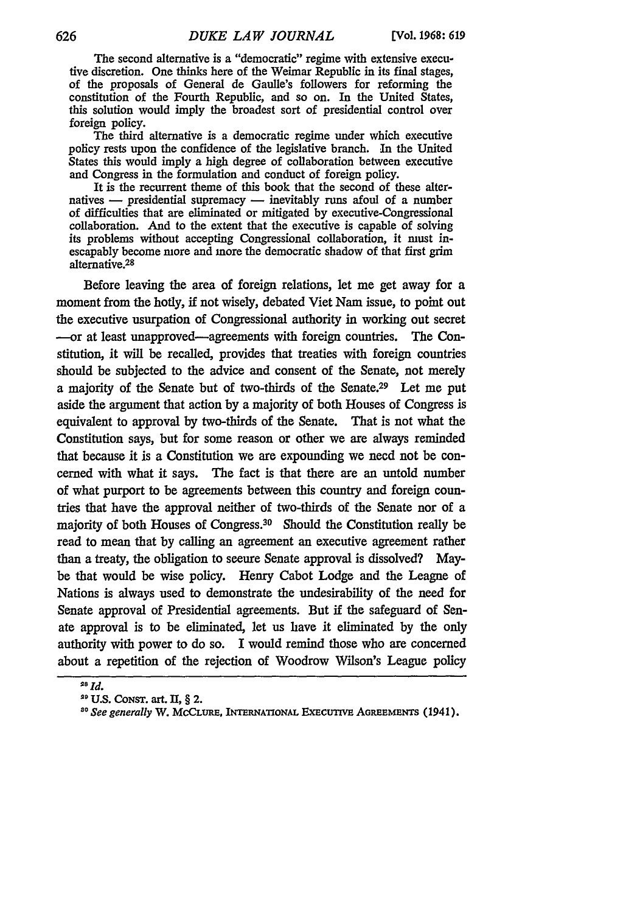> The second alternative is a "democratic" regime with extensive executive discretion. One thinks here of the Weimar Republic in its final stages, of the proposals of General de Gaulle's followers for reforming the constitution of the Fourth Republic, and so on. In the United States, this solution would imply the broadest sort of presidential control over foreign policy.
>
> The third alternative is a democratic regime under which executive policy rests upon the confidence of the legislative branch. In the United States this would imply a high degree of collaboration between executive and Congress in the formulation and conduct of foreign policy.
>
> It is the recurrent theme of this book that the second of these alternatives — presidential supremacy — inevitably runs afoul of a number of difficulties that are eliminated or mitigated by executive-Congressional collaboration. And to the extent that the executive is capable of solving its problems without accepting Congressional collaboration, it must inescapably become more and more the democratic shadow of that first grim alternative.[28]

Before leaving the area of foreign relations, let me get away for a moment from the hotly, if not wisely, debated Viet Nam issue, to point out the executive usurpation of Congressional authority in working out secret —or at least unapproved—agreements with foreign countries. The Constitution, it will be recalled, provides that treaties with foreign countries should be subjected to the advice and consent of the Senate, not merely a majority of the Senate but of two-thirds of the Senate.[29] Let me put aside the argument that action by a majority of both Houses of Congress is equivalent to approval by two-thirds of the Senate. That is not what the Constitution says, but for some reason or other we are always reminded that because it is a Constitution we are expounding we need not be concerned with what it says. The fact is that there are an untold number of what purport to be agreements between this country and foreign countries that have the approval neither of two-thirds of the Senate nor of a majority of both Houses of Congress.[30] Should the Constitution really be read to mean that by calling an agreement an executive agreement rather than a treaty, the obligation to secure Senate approval is dissolved? Maybe that would be wise policy. Henry Cabot Lodge and the League of Nations is always used to demonstrate the undesirability of the need for Senate approval of Presidential agreements. But if the safeguard of Senate approval is to be eliminated, let us have it eliminated by the only authority with power to do so. I would remind those who are concerned about a repetition of the rejection of Woodrow Wilson's League policy

---

[28] *Id.*

[29] U.S. CONST. art. II, § 2.

[30] *See generally* W. McCLURE, INTERNATIONAL EXECUTIVE AGREEMENTS (1941).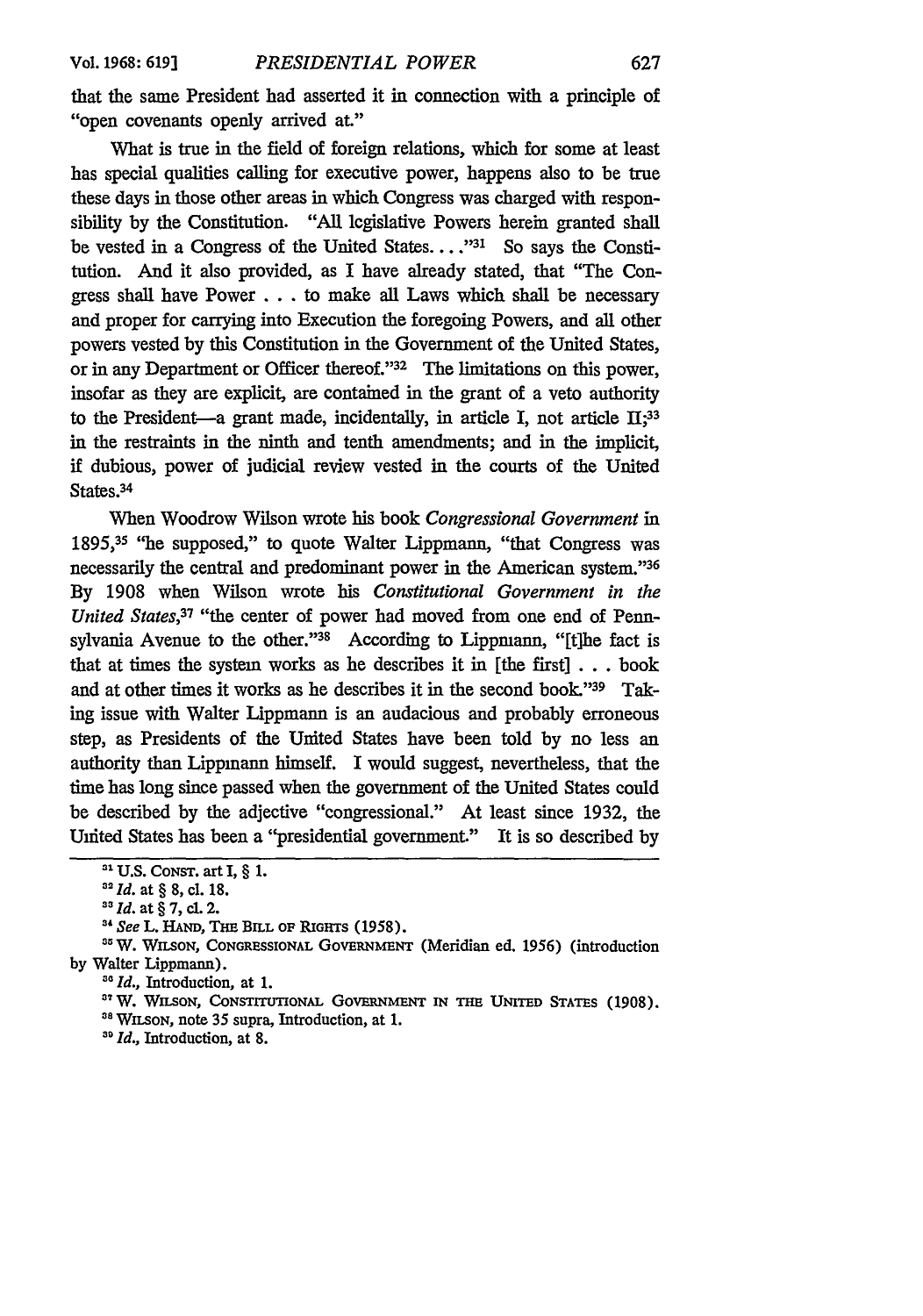that the same President had asserted it in connection with a principle of "open covenants openly arrived at."

What is true in the field of foreign relations, which for some at least has special qualities calling for executive power, happens also to be true these days in those other areas in which Congress was charged with responsibility by the Constitution. "All legislative Powers herein granted shall be vested in a Congress of the United States. . . ."[31] So says the Constitution. And it also provided, as I have already stated, that "The Congress shall have Power . . . to make all Laws which shall be necessary and proper for carrying into Execution the foregoing Powers, and all other powers vested by this Constitution in the Government of the United States, or in any Department or Officer thereof."[32] The limitations on this power, insofar as they are explicit, are contained in the grant of a veto authority to the President—a grant made, incidentally, in article I, not article II;[33] in the restraints in the ninth and tenth amendments; and in the implicit, if dubious, power of judicial review vested in the courts of the United States.[34]

When Woodrow Wilson wrote his book *Congressional Government* in 1895,[35] "he supposed," to quote Walter Lippmann, "that Congress was necessarily the central and predominant power in the American system."[36] By 1908 when Wilson wrote his *Constitutional Government in the United States*,[37] "the center of power had moved from one end of Pennsylvania Avenue to the other."[38] According to Lippmann, "[t]he fact is that at times the system works as he describes it in [the first] . . . book and at other times it works as he describes it in the second book."[39] Taking issue with Walter Lippmann is an audacious and probably erroneous step, as Presidents of the United States have been told by no less an authority than Lippmann himself. I would suggest, nevertheless, that the time has long since passed when the government of the United States could be described by the adjective "congressional." At least since 1932, the United States has been a "presidential government." It is so described by

---

[31] U.S. CONST. art I, § 1.

[32] *Id.* at § 8, cl. 18.

[33] *Id.* at § 7, cl. 2.

[34] *See* L. HAND, THE BILL OF RIGHTS (1958).

[35] W. WILSON, CONGRESSIONAL GOVERNMENT (Meridian ed. 1956) (introduction by Walter Lippmann).

[36] *Id.*, Introduction, at 1.

[37] W. WILSON, CONSTITUTIONAL GOVERNMENT IN THE UNITED STATES (1908).

[38] WILSON, note 35 supra, Introduction, at 1.

[39] *Id.*, Introduction, at 8.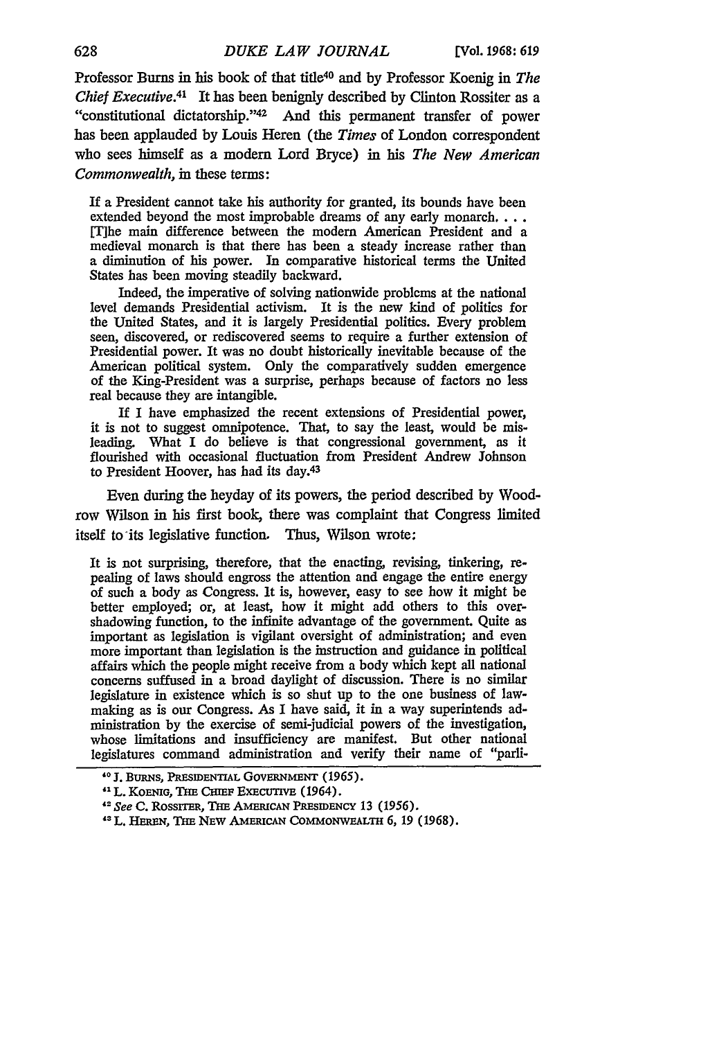Professor Burns in his book of that title[40] and by Professor Koenig in *The Chief Executive*.[41] It has been benignly described by Clinton Rossiter as a "constitutional dictatorship."[42] And this permanent transfer of power has been applauded by Louis Heren (the *Times* of London correspondent who sees himself as a modern Lord Bryce) in his *The New American Commonwealth*, in these terms:

> If a President cannot take his authority for granted, its bounds have been extended beyond the most improbable dreams of any early monarch. . . . [T]he main difference between the modern American President and a medieval monarch is that there has been a steady increase rather than a diminution of his power. In comparative historical terms the United States has been moving steadily backward.
>
> Indeed, the imperative of solving nationwide problems at the national level demands Presidential activism. It is the new kind of politics for the United States, and it is largely Presidential politics. Every problem seen, discovered, or rediscovered seems to require a further extension of Presidential power. It was no doubt historically inevitable because of the American political system. Only the comparatively sudden emergence of the King-President was a surprise, perhaps because of factors no less real because they are intangible.
>
> If I have emphasized the recent extensions of Presidential power, it is not to suggest omnipotence. That, to say the least, would be misleading. What I do believe is that congressional government, as it flourished with occasional fluctuation from President Andrew Johnson to President Hoover, has had its day.[43]

Even during the heyday of its powers, the period described by Woodrow Wilson in his first book, there was complaint that Congress limited itself to its legislative function. Thus, Wilson wrote:

> It is not surprising, therefore, that the enacting, revising, tinkering, repealing of laws should engross the attention and engage the entire energy of such a body as Congress. It is, however, easy to see how it might be better employed; or, at least, how it might add others to this overshadowing function, to the infinite advantage of the government. Quite as important as legislation is vigilant oversight of administration; and even more important than legislation is the instruction and guidance in political affairs which the people might receive from a body which kept all national concerns suffused in a broad daylight of discussion. There is no similar legislature in existence which is so shut up to the one business of lawmaking as is our Congress. As I have said, it in a way superintends administration by the exercise of semi-judicial powers of the investigation, whose limitations and insufficiency are manifest. But other national legislatures command administration and verify their name of "parli-

---

[40] J. Burns, Presidential Government (1965).

[41] L. Koenig, The Chief Executive (1964).

[42] *See* C. Rossiter, The American Presidency 13 (1956).

[43] L. Heren, The New American Commonwealth 6, 19 (1968).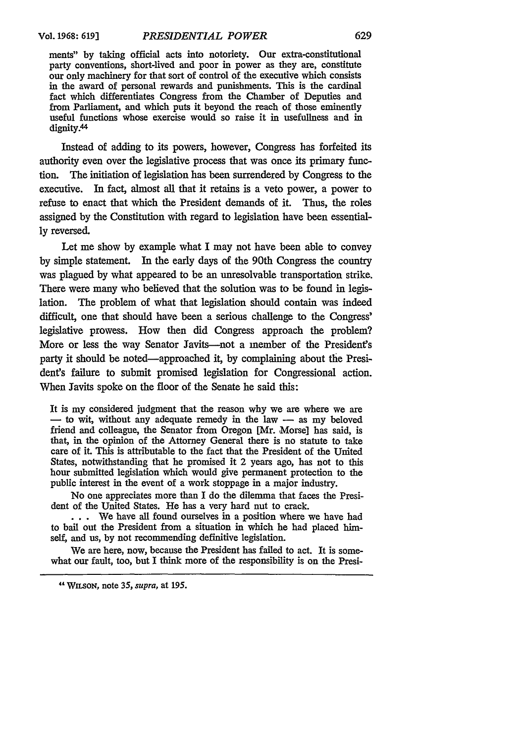ments" by taking official acts into notoriety. Our extra-constitutional party conventions, short-lived and poor in power as they are, constitute our only machinery for that sort of control of the executive which consists in the award of personal rewards and punishments. This is the cardinal fact which differentiates Congress from the Chamber of Deputies and from Parliament, and which puts it beyond the reach of those eminently useful functions whose exercise would so raise it in usefulness and in dignity.[44]

Instead of adding to its powers, however, Congress has forfeited its authority even over the legislative process that was once its primary function. The initiation of legislation has been surrendered by Congress to the executive. In fact, almost all that it retains is a veto power, a power to refuse to enact that which the President demands of it. Thus, the roles assigned by the Constitution with regard to legislation have been essentially reversed.

Let me show by example what I may not have been able to convey by simple statement. In the early days of the 90th Congress the country was plagued by what appeared to be an unresolvable transportation strike. There were many who believed that the solution was to be found in legislation. The problem of what that legislation should contain was indeed difficult, one that should have been a serious challenge to the Congress' legislative prowess. How then did Congress approach the problem? More or less the way Senator Javits—not a member of the President's party it should be noted—approached it, by complaining about the President's failure to submit promised legislation for Congressional action. When Javits spoke on the floor of the Senate he said this:

> It is my considered judgment that the reason why we are where we are — to wit, without any adequate remedy in the law — as my beloved friend and colleague, the Senator from Oregon [Mr. Morse] has said, is that, in the opinion of the Attorney General there is no statute to take care of it. This is attributable to the fact that the President of the United States, notwithstanding that he promised it 2 years ago, has not to this hour submitted legislation which would give permanent protection to the public interest in the event of a work stoppage in a major industry.
>
> No one appreciates more than I do the dilemma that faces the President of the United States. He has a very hard nut to crack.
>
> . . . We have all found ourselves in a position where we have had to bail out the President from a situation in which he had placed himself, and us, by not recommending definitive legislation.
>
> We are here, now, because the President has failed to act. It is somewhat our fault, too, but I think more of the responsibility is on the Presi-

---

[44] WILSON, note 35, *supra*, at 195.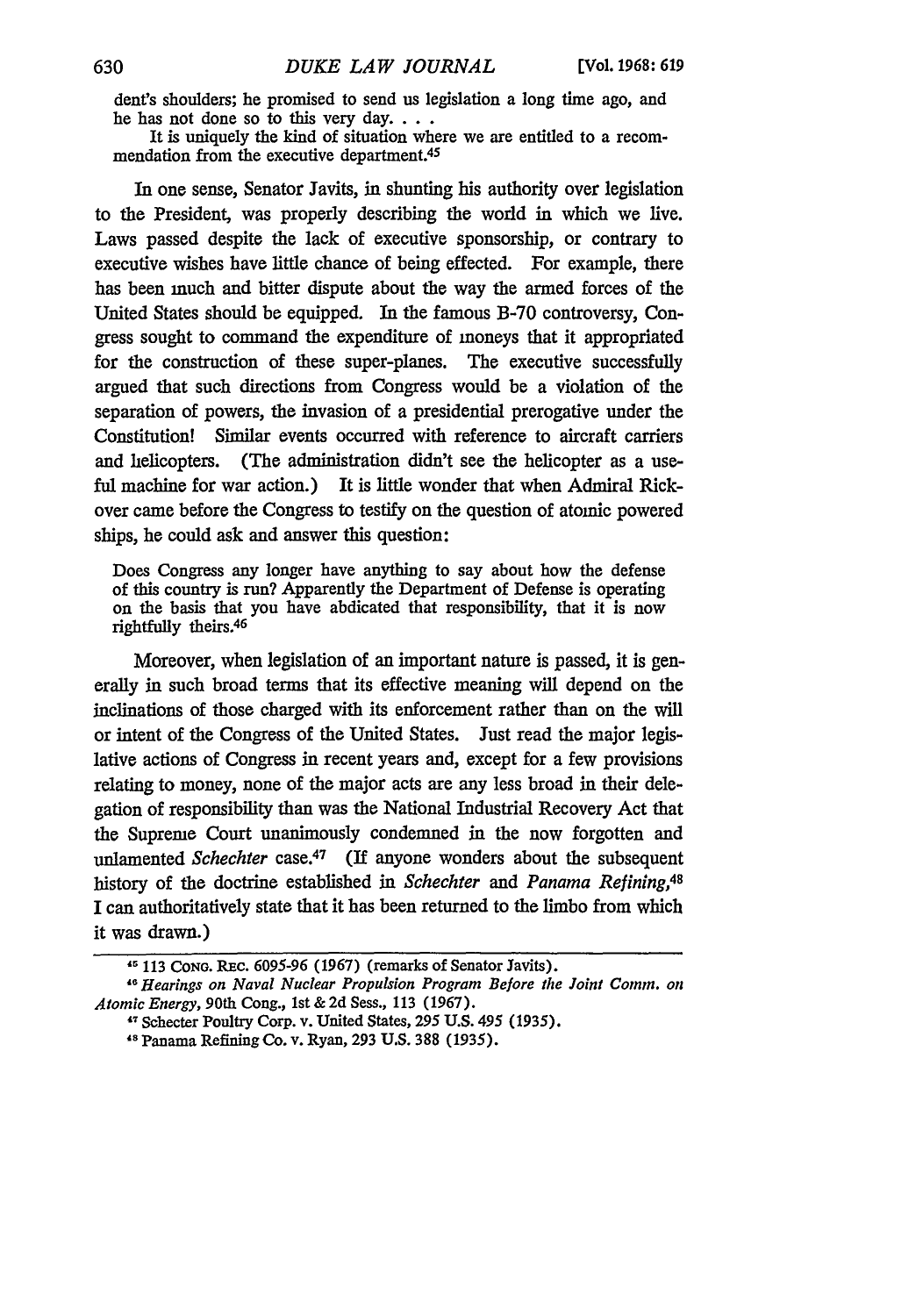dent's shoulders; he promised to send us legislation a long time ago, and he has not done so to this very day. . . .

It is uniquely the kind of situation where we are entitled to a recommendation from the executive department.[45]

In one sense, Senator Javits, in shunting his authority over legislation to the President, was properly describing the world in which we live. Laws passed despite the lack of executive sponsorship, or contrary to executive wishes have little chance of being effected. For example, there has been much and bitter dispute about the way the armed forces of the United States should be equipped. In the famous B-70 controversy, Congress sought to command the expenditure of moneys that it appropriated for the construction of these super-planes. The executive successfully argued that such directions from Congress would be a violation of the separation of powers, the invasion of a presidential prerogative under the Constitution! Similar events occurred with reference to aircraft carriers and helicopters. (The administration didn't see the helicopter as a useful machine for war action.) It is little wonder that when Admiral Rickover came before the Congress to testify on the question of atomic powered ships, he could ask and answer this question:

> Does Congress any longer have anything to say about how the defense of this country is run? Apparently the Department of Defense is operating on the basis that you have abdicated that responsibility, that it is now rightfully theirs.[46]

Moreover, when legislation of an important nature is passed, it is generally in such broad terms that its effective meaning will depend on the inclinations of those charged with its enforcement rather than on the will or intent of the Congress of the United States. Just read the major legislative actions of Congress in recent years and, except for a few provisions relating to money, none of the major acts are any less broad in their delegation of responsibility than was the National Industrial Recovery Act that the Supreme Court unanimously condemned in the now forgotten and unlamented *Schechter* case.[47] (If anyone wonders about the subsequent history of the doctrine established in *Schechter* and *Panama Refining*,[48] I can authoritatively state that it has been returned to the limbo from which it was drawn.)

---

[45] 113 CONG. REC. 6095-96 (1967) (remarks of Senator Javits).

[46] *Hearings on Naval Nuclear Propulsion Program Before the Joint Comm. on Atomic Energy*, 90th Cong., 1st & 2d Sess., 113 (1967).

[47] Schecter Poultry Corp. v. United States, 295 U.S. 495 (1935).

[48] Panama Refining Co. v. Ryan, 293 U.S. 388 (1935).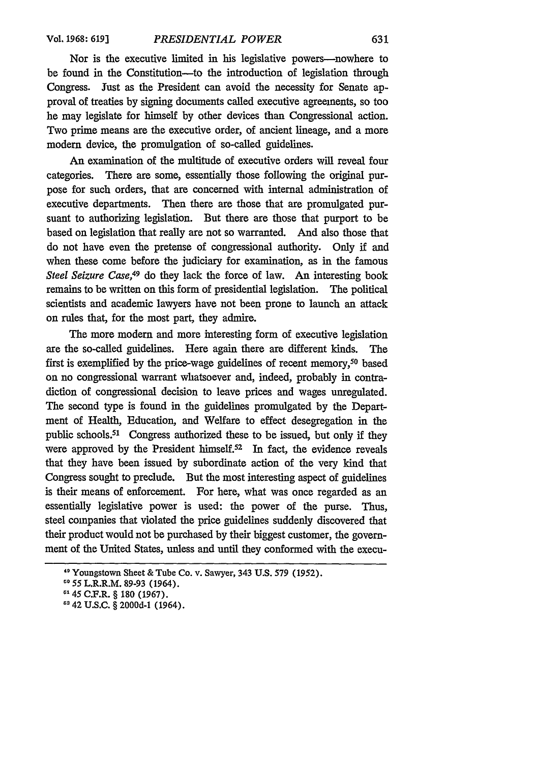Nor is the executive limited in his legislative powers—nowhere to be found in the Constitution—to the introduction of legislation through Congress. Just as the President can avoid the necessity for Senate approval of treaties by signing documents called executive agreements, so too he may legislate for himself by other devices than Congressional action. Two prime means are the executive order, of ancient lineage, and a more modern device, the promulgation of so-called guidelines.

An examination of the multitude of executive orders will reveal four categories. There are some, essentially those following the original purpose for such orders, that are concerned with internal administration of executive departments. Then there are those that are promulgated pursuant to authorizing legislation. But there are those that purport to be based on legislation that really are not so warranted. And also those that do not have even the pretense of congressional authority. Only if and when these come before the judiciary for examination, as in the famous *Steel Seizure Case*,[49] do they lack the force of law. An interesting book remains to be written on this form of presidential legislation. The political scientists and academic lawyers have not been prone to launch an attack on rules that, for the most part, they admire.

The more modern and more interesting form of executive legislation are the so-called guidelines. Here again there are different kinds. The first is exemplified by the price-wage guidelines of recent memory,[50] based on no congressional warrant whatsoever and, indeed, probably in contradiction of congressional decision to leave prices and wages unregulated. The second type is found in the guidelines promulgated by the Department of Health, Education, and Welfare to effect desegregation in the public schools.[51] Congress authorized these to be issued, but only if they were approved by the President himself.[52] In fact, the evidence reveals that they have been issued by subordinate action of the very kind that Congress sought to preclude. But the most interesting aspect of guidelines is their means of enforcement. For here, what was once regarded as an essentially legislative power is used: the power of the purse. Thus, steel companies that violated the price guidelines suddenly discovered that their product would not be purchased by their biggest customer, the government of the United States, unless and until they conformed with the execu-

---

[49] Youngstown Sheet & Tube Co. v. Sawyer, 343 U.S. 579 (1952).

[50] 55 L.R.R.M. 89-93 (1964).

[51] 45 C.F.R. § 180 (1967).

[52] 42 U.S.C. § 2000d-1 (1964).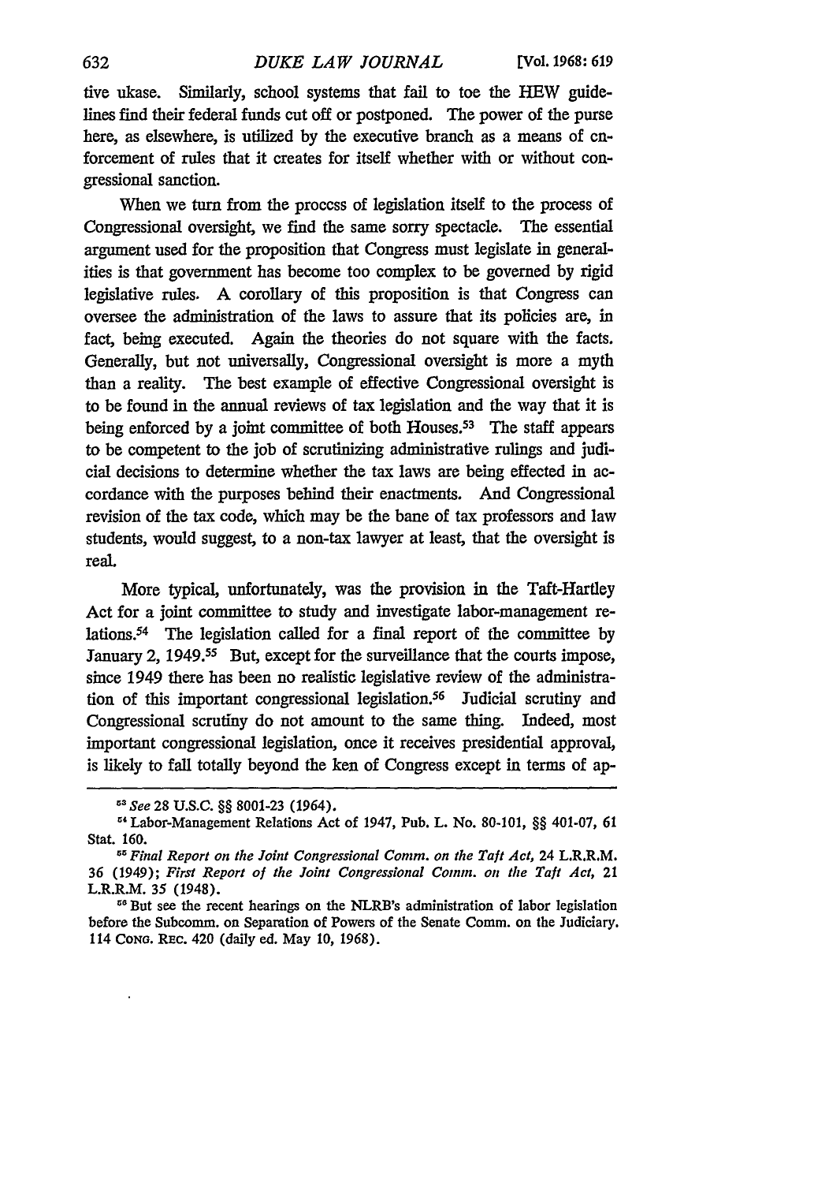tive ukase. Similarly, school systems that fail to toe the HEW guidelines find their federal funds cut off or postponed. The power of the purse here, as elsewhere, is utilized by the executive branch as a means of enforcement of rules that it creates for itself whether with or without congressional sanction.

When we turn from the proccss of legislation itself to the process of Congressional oversight, we find the same sorry spectacle. The essential argument used for the proposition that Congress must legislate in generalities is that government has become too complex to be governed by rigid legislative rules. A corollary of this proposition is that Congress can oversee the administration of the laws to assure that its policies are, in fact, being executed. Again the theories do not square with the facts. Generally, but not universally, Congressional oversight is more a myth than a reality. The best example of effective Congressional oversight is to be found in the annual reviews of tax legislation and the way that it is being enforced by a joint committee of both Houses.[53] The staff appears to be competent to the job of scrutinizing administrative rulings and judicial decisions to determine whether the tax laws are being effected in accordance with the purposes behind their enactments. And Congressional revision of the tax code, which may be the bane of tax professors and law students, would suggest, to a non-tax lawyer at least, that the oversight is real.

More typical, unfortunately, was the provision in the Taft-Hartley Act for a joint committee to study and investigate labor-management relations.[54] The legislation called for a final report of the committee by January 2, 1949.[55] But, except for the surveillance that the courts impose, since 1949 there has been no realistic legislative review of the administration of this important congressional legislation.[56] Judicial scrutiny and Congressional scrutiny do not amount to the same thing. Indeed, most important congressional legislation, once it receives presidential approval, is likely to fall totally beyond the ken of Congress except in terms of ap-

---

[53] *See* 28 U.S.C. §§ 8001-23 (1964).

[54] Labor-Management Relations Act of 1947, Pub. L. No. 80-101, §§ 401-07, 61 Stat. 160.

[55] *Final Report on the Joint Congressional Comm. on the Taft Act*, 24 L.R.R.M. 36 (1949); *First Report of the Joint Congressional Comm. on the Taft Act*, 21 L.R.R.M. 35 (1948).

[56] But see the recent hearings on the NLRB's administration of labor legislation before the Subcomm. on Separation of Powers of the Senate Comm. on the Judiciary. 114 CONG. REC. 420 (daily ed. May 10, 1968).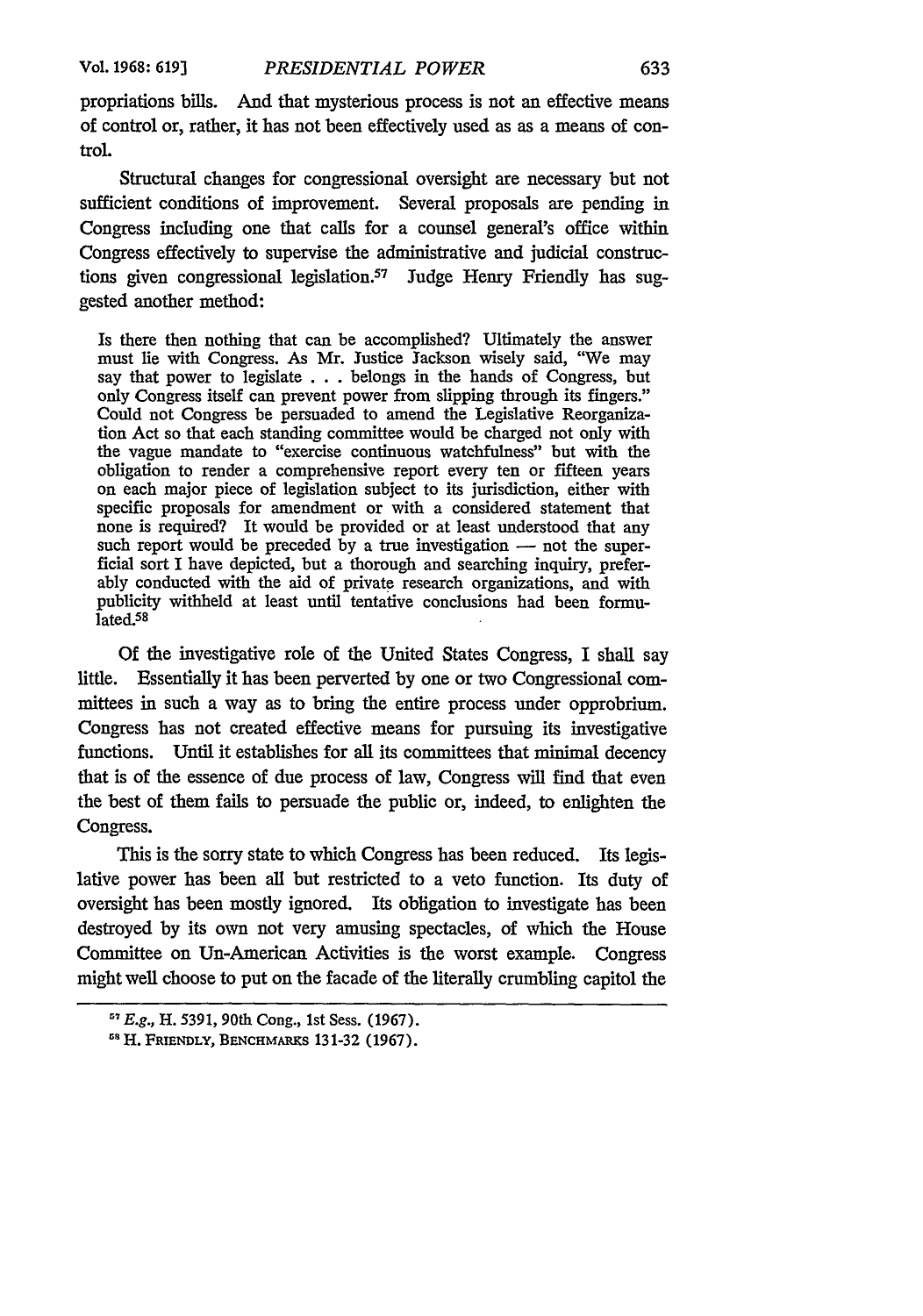propriations bills. And that mysterious process is not an effective means of control or, rather, it has not been effectively used as as a means of control.

Structural changes for congressional oversight are necessary but not sufficient conditions of improvement. Several proposals are pending in Congress including one that calls for a counsel general's office within Congress effectively to supervise the administrative and judicial constructions given congressional legislation.[57] Judge Henry Friendly has suggested another method:

> Is there then nothing that can be accomplished? Ultimately the answer must lie with Congress. As Mr. Justice Jackson wisely said, "We may say that power to legislate . . . belongs in the hands of Congress, but only Congress itself can prevent power from slipping through its fingers." Could not Congress be persuaded to amend the Legislative Reorganization Act so that each standing committee would be charged not only with the vague mandate to "exercise continuous watchfulness" but with the obligation to render a comprehensive report every ten or fifteen years on each major piece of legislation subject to its jurisdiction, either with specific proposals for amendment or with a considered statement that none is required? It would be provided or at least understood that any such report would be preceded by a true investigation — not the superficial sort I have depicted, but a thorough and searching inquiry, preferably conducted with the aid of private research organizations, and with publicity withheld at least until tentative conclusions had been formulated.[58]

Of the investigative role of the United States Congress, I shall say little. Essentially it has been perverted by one or two Congressional committees in such a way as to bring the entire process under opprobrium. Congress has not created effective means for pursuing its investigative functions. Until it establishes for all its committees that minimal decency that is of the essence of due process of law, Congress will find that even the best of them fails to persuade the public or, indeed, to enlighten the Congress.

This is the sorry state to which Congress has been reduced. Its legislative power has been all but restricted to a veto function. Its duty of oversight has been mostly ignored. Its obligation to investigate has been destroyed by its own not very amusing spectacles, of which the House Committee on Un-American Activities is the worst example. Congress might well choose to put on the facade of the literally crumbling capitol the

---

[57] *E.g.*, H. 5391, 90th Cong., 1st Sess. (1967).

[58] H. FRIENDLY, BENCHMARKS 131-32 (1967).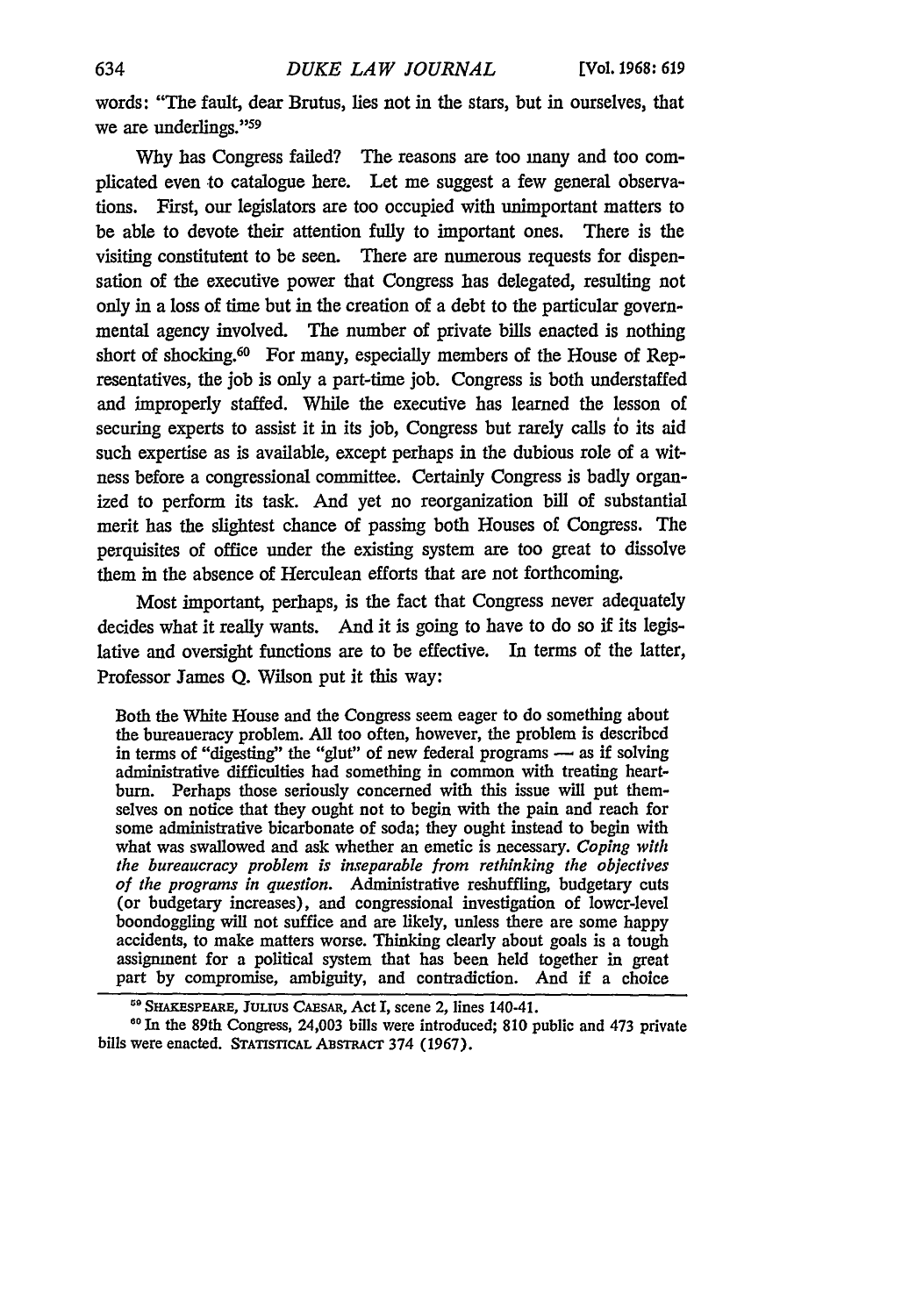words: "The fault, dear Brutus, lies not in the stars, but in ourselves, that we are underlings."[59]

Why has Congress failed? The reasons are too many and too complicated even to catalogue here. Let me suggest a few general observations. First, our legislators are too occupied with unimportant matters to be able to devote their attention fully to important ones. There is the visiting constitutent to be seen. There are numerous requests for dispensation of the executive power that Congress has delegated, resulting not only in a loss of time but in the creation of a debt to the particular governmental agency involved. The number of private bills enacted is nothing short of shocking.[60] For many, especially members of the House of Representatives, the job is only a part-time job. Congress is both understaffed and improperly staffed. While the executive has learned the lesson of securing experts to assist it in its job, Congress but rarely calls to its aid such expertise as is available, except perhaps in the dubious role of a witness before a congressional committee. Certainly Congress is badly organized to perform its task. And yet no reorganization bill of substantial merit has the slightest chance of passing both Houses of Congress. The perquisites of office under the existing system are too great to dissolve them in the absence of Herculean efforts that are not forthcoming.

Most important, perhaps, is the fact that Congress never adequately decides what it really wants. And it is going to have to do so if its legislative and oversight functions are to be effective. In terms of the latter, Professor James Q. Wilson put it this way:

> Both the White House and the Congress seem eager to do something about the bureaucracy problem. All too often, however, the problem is described in terms of "digesting" the "glut" of new federal programs — as if solving administrative difficulties had something in common with treating heartburn. Perhaps those seriously concerned with this issue will put themselves on notice that they ought not to begin with the pain and reach for some administrative bicarbonate of soda; they ought instead to begin with what was swallowed and ask whether an emetic is necessary. *Coping with the bureaucracy problem is inseparable from rethinking the objectives of the programs in question.* Administrative reshuffling, budgetary cuts (or budgetary increases), and congressional investigation of lower-level boondoggling will not suffice and are likely, unless there are some happy accidents, to make matters worse. Thinking clearly about goals is a tough assignment for a political system that has been held together in great part by compromise, ambiguity, and contradiction. And if a choice

[59] SHAKESPEARE, JULIUS CAESAR, Act I, scene 2, lines 140-41.

[60] In the 89th Congress, 24,003 bills were introduced; 810 public and 473 private bills were enacted. STATISTICAL ABSTRACT 374 (1967).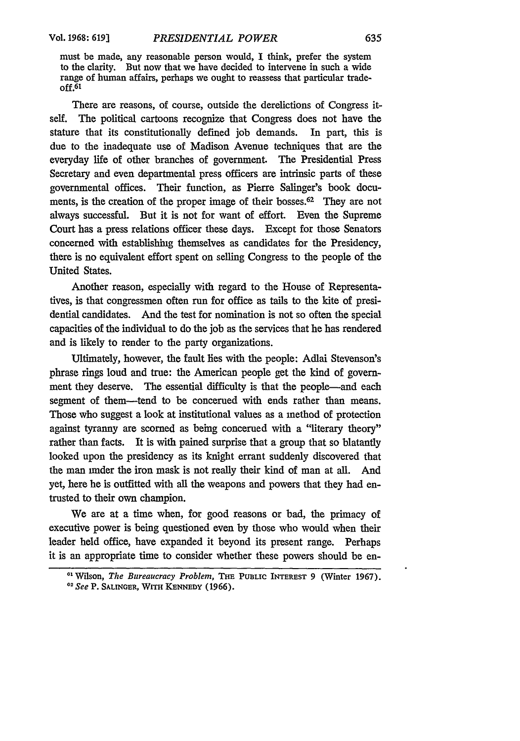must be made, any reasonable person would, I think, prefer the system to the clarity. But now that we have decided to intervene in such a wide range of human affairs, perhaps we ought to reassess that particular trade-off.[61]

There are reasons, of course, outside the derelictions of Congress itself. The political cartoons recognize that Congress does not have the stature that its constitutionally defined job demands. In part, this is due to the inadequate use of Madison Avenue techniques that are the everyday life of other branches of government. The Presidential Press Secretary and even departmental press officers are intrinsic parts of these governmental offices. Their function, as Pierre Salinger's book documents, is the creation of the proper image of their bosses.[62] They are not always successful. But it is not for want of effort. Even the Supreme Court has a press relations officer these days. Except for those Senators concerned with establishing themselves as candidates for the Presidency, there is no equivalent effort spent on selling Congress to the people of the United States.

Another reason, especially with regard to the House of Representatives, is that congressmen often run for office as tails to the kite of presidential candidates. And the test for nomination is not so often the special capacities of the individual to do the job as the services that he has rendered and is likely to render to the party organizations.

Ultimately, however, the fault lies with the people: Adlai Stevenson's phrase rings loud and true: the American people get the kind of government they deserve. The essential difficulty is that the people—and each segment of them—tend to be concerned with ends rather than means. Those who suggest a look at institutional values as a method of protection against tyranny are scorned as being concerned with a "literary theory" rather than facts. It is with pained surprise that a group that so blatantly looked upon the presidency as its knight errant suddenly discovered that the man under the iron mask is not really their kind of man at all. And yet, here he is outfitted with all the weapons and powers that they had entrusted to their own champion.

We are at a time when, for good reasons or bad, the primacy of executive power is being questioned even by those who would when their leader held office, have expanded it beyond its present range. Perhaps it is an appropriate time to consider whether these powers should be en-

---

[61] Wilson, *The Bureaucracy Problem*, THE PUBLIC INTEREST 9 (Winter 1967).

[62] *See* P. SALINGER, WITH KENNEDY (1966).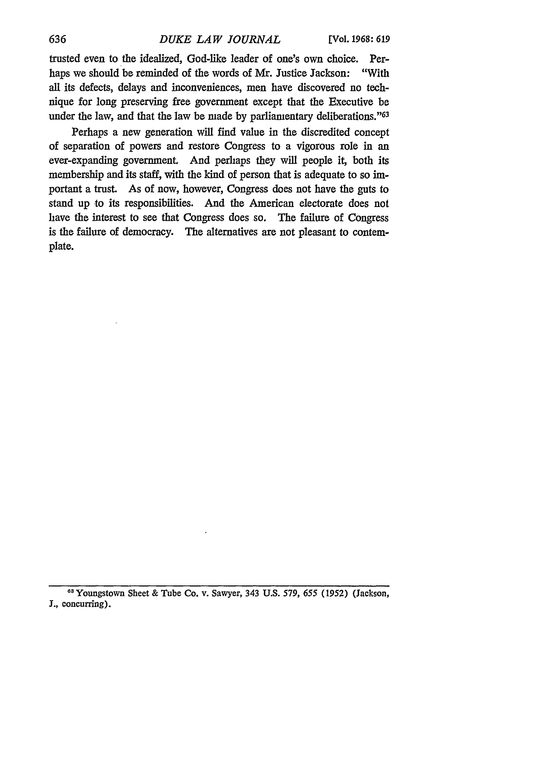trusted even to the idealized, God-like leader of one's own choice. Perhaps we should be reminded of the words of Mr. Justice Jackson: "With all its defects, delays and inconveniences, men have discovered no technique for long preserving free government except that the Executive be under the law, and that the law be made by parliamentary deliberations."[63]

Perhaps a new generation will find value in the discredited concept of separation of powers and restore Congress to a vigorous role in an ever-expanding government. And perhaps they will people it, both its membership and its staff, with the kind of person that is adequate to so important a trust. As of now, however, Congress does not have the guts to stand up to its responsibilities. And the American electorate does not have the interest to see that Congress does so. The failure of Congress is the failure of democracy. The alternatives are not pleasant to contemplate.

[63] Youngstown Sheet & Tube Co. v. Sawyer, 343 U.S. 579, 655 (1952) (Jackson, J., concurring).